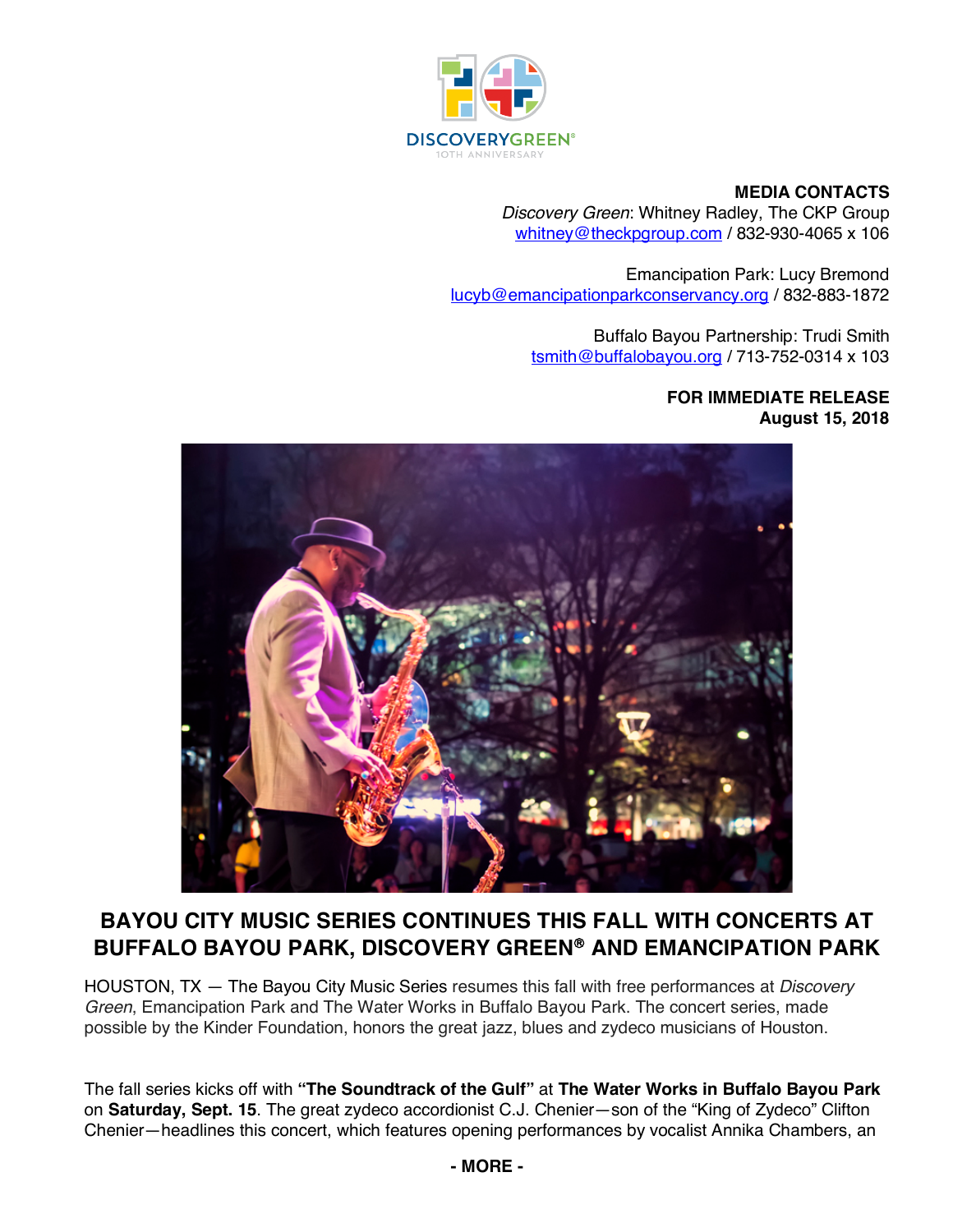DISCOVERYGREEN®
10TH ANNIVERSARY

**MEDIA CONTACTS**
*Discovery Green*: Whitney Radley, The CKP Group
whitney@theckpgroup.com / 832-930-4065 x 106

Emancipation Park: Lucy Bremond
lucyb@emancipationparkconservancy.org / 832-883-1872

Buffalo Bayou Partnership: Trudi Smith
tsmith@buffalobayou.org / 713-752-0314 x 103

**FOR IMMEDIATE RELEASE**
**August 15, 2018**

# BAYOU CITY MUSIC SERIES CONTINUES THIS FALL WITH CONCERTS AT BUFFALO BAYOU PARK, DISCOVERY GREEN® AND EMANCIPATION PARK

HOUSTON, TX — The Bayou City Music Series resumes this fall with free performances at *Discovery Green*, Emancipation Park and The Water Works in Buffalo Bayou Park. The concert series, made possible by the Kinder Foundation, honors the great jazz, blues and zydeco musicians of Houston.

The fall series kicks off with **"The Soundtrack of the Gulf"** at **The Water Works in Buffalo Bayou Park** on **Saturday, Sept. 15**. The great zydeco accordionist C.J. Chenier—son of the "King of Zydeco" Clifton Chenier—headlines this concert, which features opening performances by vocalist Annika Chambers, an

**- MORE -**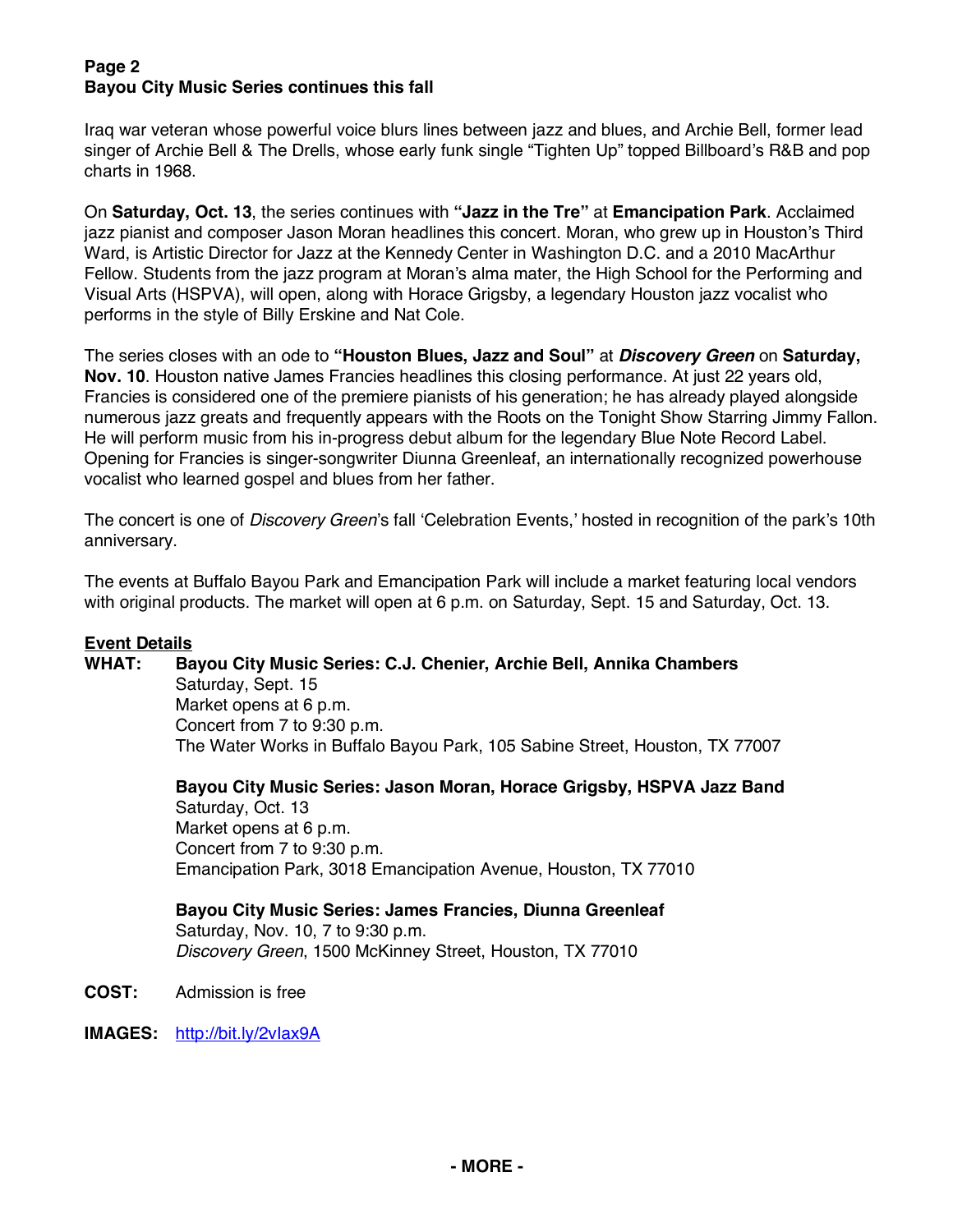**Page 2**
**Bayou City Music Series continues this fall**

Iraq war veteran whose powerful voice blurs lines between jazz and blues, and Archie Bell, former lead singer of Archie Bell & The Drells, whose early funk single "Tighten Up" topped Billboard's R&B and pop charts in 1968.

On **Saturday, Oct. 13**, the series continues with **"Jazz in the Tre"** at **Emancipation Park**. Acclaimed jazz pianist and composer Jason Moran headlines this concert. Moran, who grew up in Houston's Third Ward, is Artistic Director for Jazz at the Kennedy Center in Washington D.C. and a 2010 MacArthur Fellow. Students from the jazz program at Moran's alma mater, the High School for the Performing and Visual Arts (HSPVA), will open, along with Horace Grigsby, a legendary Houston jazz vocalist who performs in the style of Billy Erskine and Nat Cole.

The series closes with an ode to **"Houston Blues, Jazz and Soul"** at ***Discovery Green*** on **Saturday, Nov. 10**. Houston native James Francies headlines this closing performance. At just 22 years old, Francies is considered one of the premiere pianists of his generation; he has already played alongside numerous jazz greats and frequently appears with the Roots on the Tonight Show Starring Jimmy Fallon. He will perform music from his in-progress debut album for the legendary Blue Note Record Label. Opening for Francies is singer-songwriter Diunna Greenleaf, an internationally recognized powerhouse vocalist who learned gospel and blues from her father.

The concert is one of *Discovery Green*'s fall 'Celebration Events,' hosted in recognition of the park's 10th anniversary.

The events at Buffalo Bayou Park and Emancipation Park will include a market featuring local vendors with original products. The market will open at 6 p.m. on Saturday, Sept. 15 and Saturday, Oct. 13.

**Event Details**

**WHAT:** **Bayou City Music Series: C.J. Chenier, Archie Bell, Annika Chambers**
Saturday, Sept. 15
Market opens at 6 p.m.
Concert from 7 to 9:30 p.m.
The Water Works in Buffalo Bayou Park, 105 Sabine Street, Houston, TX 77007

**Bayou City Music Series: Jason Moran, Horace Grigsby, HSPVA Jazz Band**
Saturday, Oct. 13
Market opens at 6 p.m.
Concert from 7 to 9:30 p.m.
Emancipation Park, 3018 Emancipation Avenue, Houston, TX 77010

**Bayou City Music Series: James Francies, Diunna Greenleaf**
Saturday, Nov. 10, 7 to 9:30 p.m.
*Discovery Green*, 1500 McKinney Street, Houston, TX 77010

**COST:** Admission is free

**IMAGES:** http://bit.ly/2vIax9A

**- MORE -**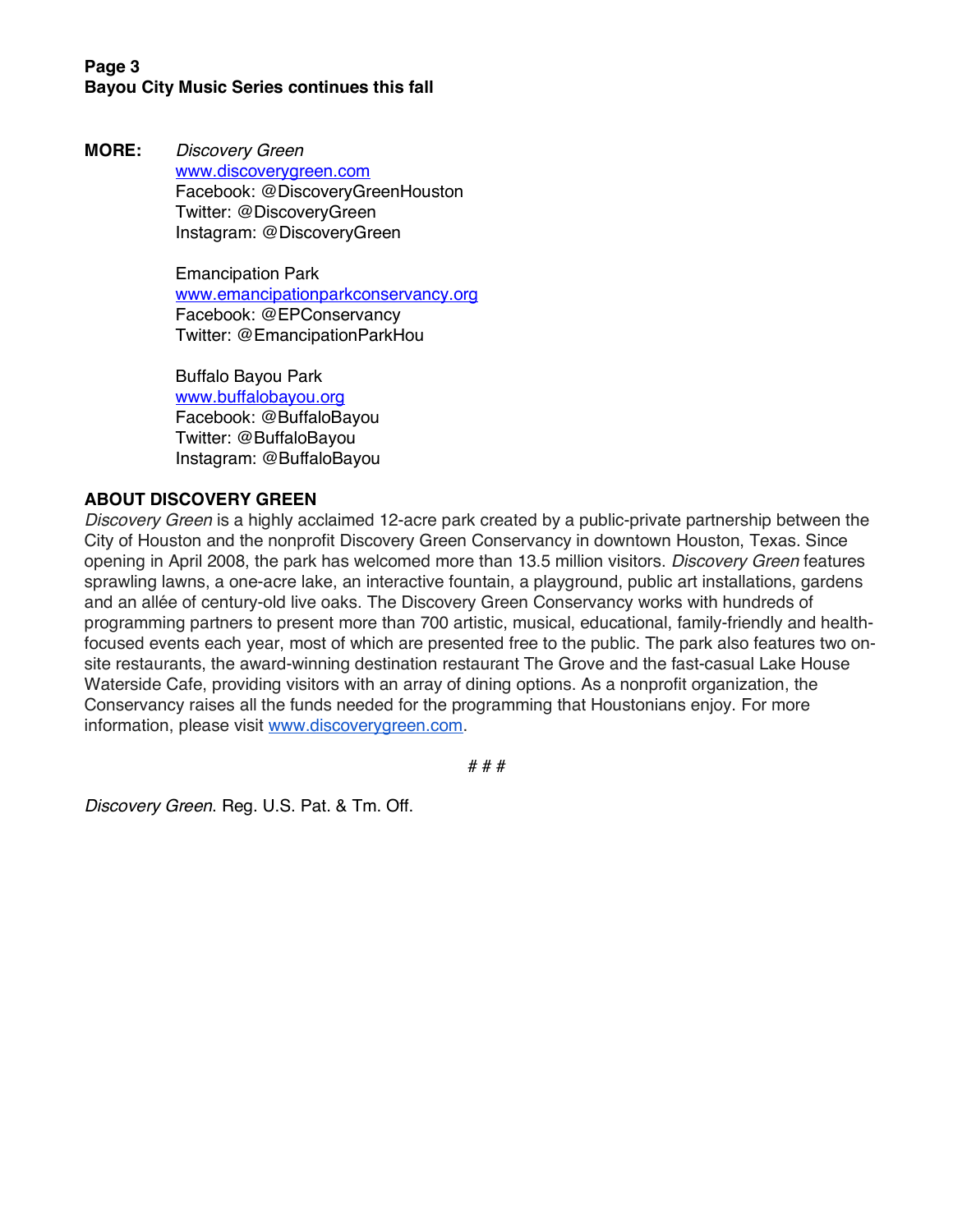**MORE:** *Discovery Green*
www.discoverygreen.com
Facebook: @DiscoveryGreenHouston
Twitter: @DiscoveryGreen
Instagram: @DiscoveryGreen

Emancipation Park
www.emancipationparkconservancy.org
Facebook: @EPConservancy
Twitter: @EmancipationParkHou

Buffalo Bayou Park
www.buffalobayou.org
Facebook: @BuffaloBayou
Twitter: @BuffaloBayou
Instagram: @BuffaloBayou

## ABOUT DISCOVERY GREEN

*Discovery Green* is a highly acclaimed 12-acre park created by a public-private partnership between the City of Houston and the nonprofit Discovery Green Conservancy in downtown Houston, Texas. Since opening in April 2008, the park has welcomed more than 13.5 million visitors. *Discovery Green* features sprawling lawns, a one-acre lake, an interactive fountain, a playground, public art installations, gardens and an allée of century-old live oaks. The Discovery Green Conservancy works with hundreds of programming partners to present more than 700 artistic, musical, educational, family-friendly and health-focused events each year, most of which are presented free to the public. The park also features two on-site restaurants, the award-winning destination restaurant The Grove and the fast-casual Lake House Waterside Cafe, providing visitors with an array of dining options. As a nonprofit organization, the Conservancy raises all the funds needed for the programming that Houstonians enjoy. For more information, please visit www.discoverygreen.com.

# # #

*Discovery Green*. Reg. U.S. Pat. & Tm. Off.